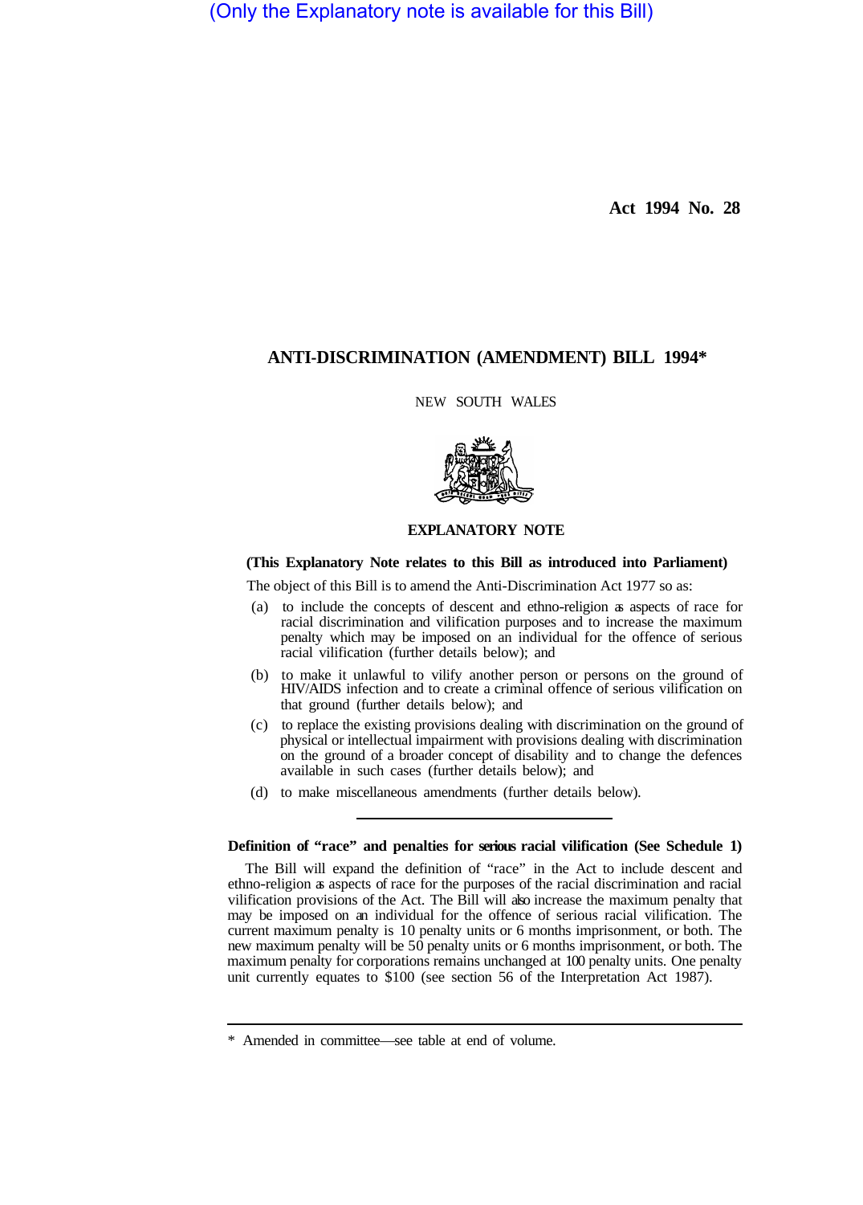(Only the Explanatory note is available for this Bill)

**Act 1994 No. 28**

## ANTI-DISCRIMINATION (AMENDMENT) BILL 1994*

NEW SOUTH WALES

### EXPLANATORY NOTE

**(This Explanatory Note relates to this Bill as introduced into Parliament)**

The object of this Bill is to amend the Anti-Discrimination Act 1977 so as:

(a) to include the concepts of descent and ethno-religion as aspects of race for racial discrimination and vilification purposes and to increase the maximum penalty which may be imposed on an individual for the offence of serious racial vilification (further details below); and

(b) to make it unlawful to vilify another person or persons on the ground of HIV/AIDS infection and to create a criminal offence of serious vilification on that ground (further details below); and

(c) to replace the existing provisions dealing with discrimination on the ground of physical or intellectual impairment with provisions dealing with discrimination on the ground of a broader concept of disability and to change the defences available in such cases (further details below); and

(d) to make miscellaneous amendments (further details below).

---

**Definition of "race" and penalties for serious racial vilification (See Schedule 1)**

The Bill will expand the definition of "race" in the Act to include descent and ethno-religion as aspects of race for the purposes of the racial discrimination and racial vilification provisions of the Act. The Bill will also increase the maximum penalty that may be imposed on an individual for the offence of serious racial vilification. The current maximum penalty is 10 penalty units or 6 months imprisonment, or both. The new maximum penalty will be 50 penalty units or 6 months imprisonment, or both. The maximum penalty for corporations remains unchanged at 100 penalty units. One penalty unit currently equates to $100 (see section 56 of the Interpretation Act 1987).

---

* Amended in committee—see table at end of volume.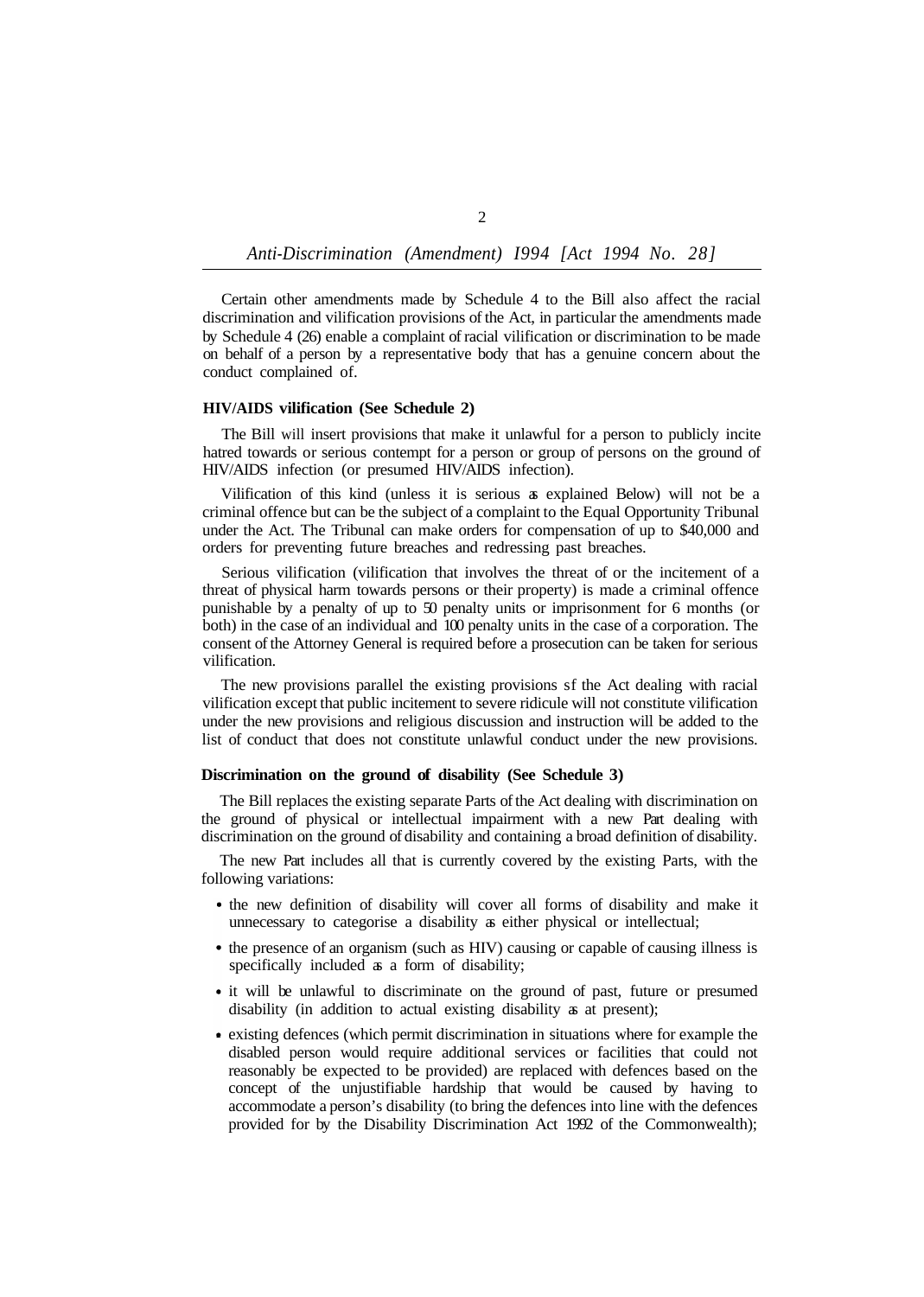Certain other amendments made by Schedule 4 to the Bill also affect the racial discrimination and vilification provisions of the Act, in particular the amendments made by Schedule 4 (26) enable a complaint of racial vilification or discrimination to be made on behalf of a person by a representative body that has a genuine concern about the conduct complained of.

**HIV/AIDS vilification (See Schedule 2)**

The Bill will insert provisions that make it unlawful for a person to publicly incite hatred towards or serious contempt for a person or group of persons on the ground of HIV/AIDS infection (or presumed HIV/AIDS infection).

Vilification of this kind (unless it is serious as explained Below) will not be a criminal offence but can be the subject of a complaint to the Equal Opportunity Tribunal under the Act. The Tribunal can make orders for compensation of up to $40,000 and orders for preventing future breaches and redressing past breaches.

Serious vilification (vilification that involves the threat of or the incitement of a threat of physical harm towards persons or their property) is made a criminal offence punishable by a penalty of up to 50 penalty units or imprisonment for 6 months (or both) in the case of an individual and 100 penalty units in the case of a corporation. The consent of the Attorney General is required before a prosecution can be taken for serious vilification.

The new provisions parallel the existing provisions sf the Act dealing with racial vilification except that public incitement to severe ridicule will not constitute vilification under the new provisions and religious discussion and instruction will be added to the list of conduct that does not constitute unlawful conduct under the new provisions.

**Discrimination on the ground of disability (See Schedule 3)**

The Bill replaces the existing separate Parts of the Act dealing with discrimination on the ground of physical or intellectual impairment with a new Part dealing with discrimination on the ground of disability and containing a broad definition of disability.

The new Part includes all that is currently covered by the existing Parts, with the following variations:

- the new definition of disability will cover all forms of disability and make it unnecessary to categorise a disability as either physical or intellectual;
- the presence of an organism (such as HIV) causing or capable of causing illness is specifically included as a form of disability;
- it will be unlawful to discriminate on the ground of past, future or presumed disability (in addition to actual existing disability as at present);
- existing defences (which permit discrimination in situations where for example the disabled person would require additional services or facilities that could not reasonably be expected to be provided) are replaced with defences based on the concept of the unjustifiable hardship that would be caused by having to accommodate a person's disability (to bring the defences into line with the defences provided for by the Disability Discrimination Act 1992 of the Commonwealth);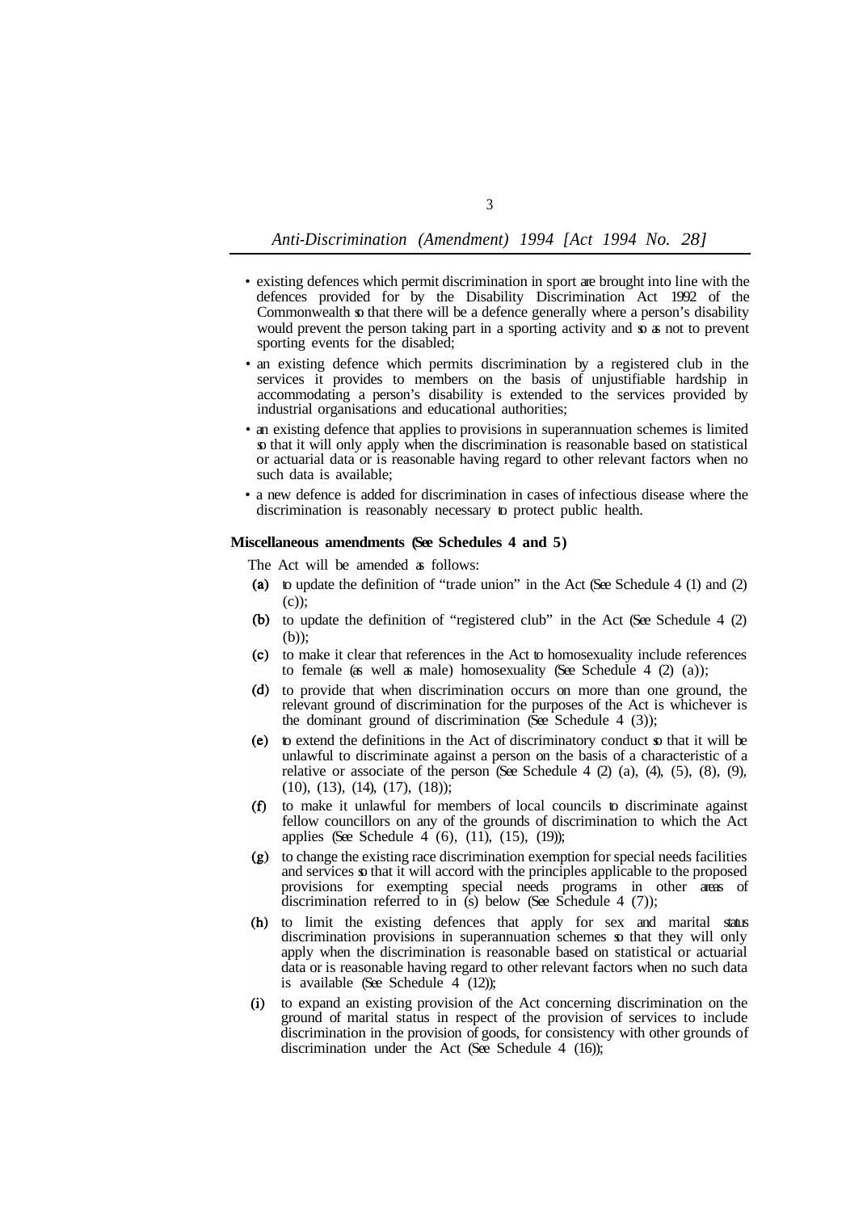- existing defences which permit discrimination in sport are brought into line with the defences provided for by the Disability Discrimination Act 1992 of the Commonwealth so that there will be a defence generally where a person's disability would prevent the person taking part in a sporting activity and so as not to prevent sporting events for the disabled;
- an existing defence which permits discrimination by a registered club in the services it provides to members on the basis of unjustifiable hardship in accommodating a person's disability is extended to the services provided by industrial organisations and educational authorities;
- an existing defence that applies to provisions in superannuation schemes is limited so that it will only apply when the discrimination is reasonable based on statistical or actuarial data or is reasonable having regard to other relevant factors when no such data is available;
- a new defence is added for discrimination in cases of infectious disease where the discrimination is reasonably necessary to protect public health.

**Miscellaneous amendments (See Schedules 4 and 5)**

The Act will be amended as follows:

(a) to update the definition of "trade union" in the Act (See Schedule 4 (1) and (2) (c));

(b) to update the definition of "registered club" in the Act (See Schedule 4 (2) (b));

(c) to make it clear that references in the Act to homosexuality include references to female (as well as male) homosexuality (See Schedule 4 (2) (a));

(d) to provide that when discrimination occurs on more than one ground, the relevant ground of discrimination for the purposes of the Act is whichever is the dominant ground of discrimination (See Schedule 4 (3));

(e) to extend the definitions in the Act of discriminatory conduct so that it will be unlawful to discriminate against a person on the basis of a characteristic of a relative or associate of the person (See Schedule 4 (2) (a), (4), (5), (8), (9), (10), (13), (14), (17), (18));

(f) to make it unlawful for members of local councils to discriminate against fellow councillors on any of the grounds of discrimination to which the Act applies (See Schedule 4 (6), (11), (15), (19));

(g) to change the existing race discrimination exemption for special needs facilities and services so that it will accord with the principles applicable to the proposed provisions for exempting special needs programs in other areas of discrimination referred to in (s) below (See Schedule 4 (7));

(h) to limit the existing defences that apply for sex and marital status discrimination provisions in superannuation schemes so that they will only apply when the discrimination is reasonable based on statistical or actuarial data or is reasonable having regard to other relevant factors when no such data is available (See Schedule 4 (12));

(i) to expand an existing provision of the Act concerning discrimination on the ground of marital status in respect of the provision of services to include discrimination in the provision of goods, for consistency with other grounds of discrimination under the Act (See Schedule 4 (16));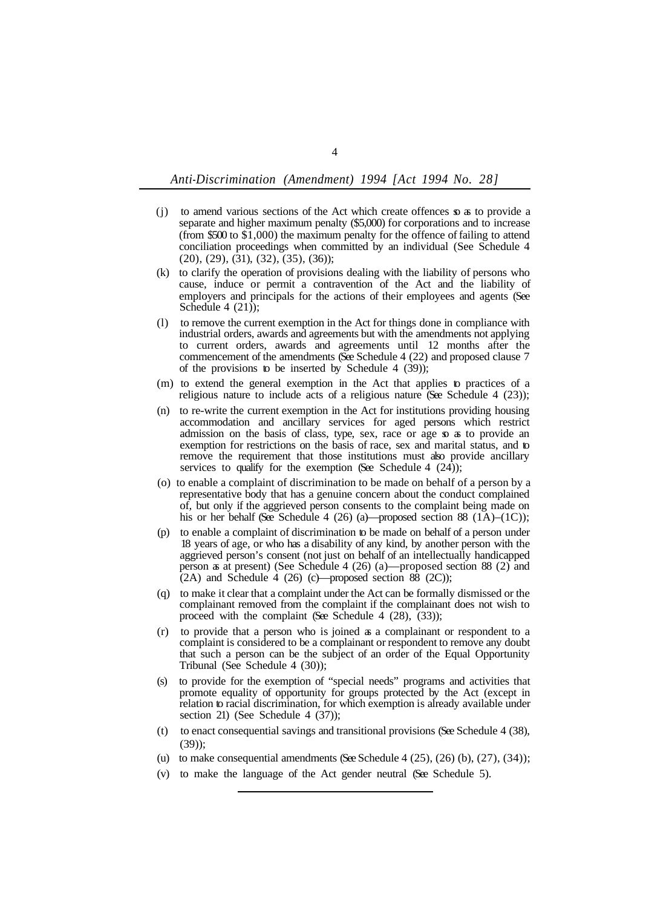(j) to amend various sections of the Act which create offences so as to provide a separate and higher maximum penalty ($5,000) for corporations and to increase (from $500 to $1,000) the maximum penalty for the offence of failing to attend conciliation proceedings when committed by an individual (See Schedule 4 (20), (29), (31), (32), (35), (36));

(k) to clarify the operation of provisions dealing with the liability of persons who cause, induce or permit a contravention of the Act and the liability of employers and principals for the actions of their employees and agents (See Schedule 4 (21));

(l) to remove the current exemption in the Act for things done in compliance with industrial orders, awards and agreements but with the amendments not applying to current orders, awards and agreements until 12 months after the commencement of the amendments (See Schedule 4 (22) and proposed clause 7 of the provisions to be inserted by Schedule 4 (39));

(m) to extend the general exemption in the Act that applies to practices of a religious nature to include acts of a religious nature (See Schedule 4 (23));

(n) to re-write the current exemption in the Act for institutions providing housing accommodation and ancillary services for aged persons which restrict admission on the basis of class, type, sex, race or age so as to provide an exemption for restrictions on the basis of race, sex and marital status, and to remove the requirement that those institutions must also provide ancillary services to qualify for the exemption (See Schedule 4 (24));

(o) to enable a complaint of discrimination to be made on behalf of a person by a representative body that has a genuine concern about the conduct complained of, but only if the aggrieved person consents to the complaint being made on his or her behalf (See Schedule 4 (26) (a)—proposed section 88 (1A)–(1C));

(p) to enable a complaint of discrimination to be made on behalf of a person under 18 years of age, or who has a disability of any kind, by another person with the aggrieved person's consent (not just on behalf of an intellectually handicapped person as at present) (See Schedule 4 (26) (a)—proposed section 88 (2) and (2A) and Schedule 4 (26) (c)—proposed section 88 (2C));

(q) to make it clear that a complaint under the Act can be formally dismissed or the complainant removed from the complaint if the complainant does not wish to proceed with the complaint (See Schedule 4 (28), (33));

(r) to provide that a person who is joined as a complainant or respondent to a complaint is considered to be a complainant or respondent to remove any doubt that such a person can be the subject of an order of the Equal Opportunity Tribunal (See Schedule 4 (30));

(s) to provide for the exemption of "special needs" programs and activities that promote equality of opportunity for groups protected by the Act (except in relation to racial discrimination, for which exemption is already available under section 21) (See Schedule 4 (37));

(t) to enact consequential savings and transitional provisions (See Schedule 4 (38), (39));

(u) to make consequential amendments (See Schedule 4 (25), (26) (b), (27), (34));

(v) to make the language of the Act gender neutral (See Schedule 5).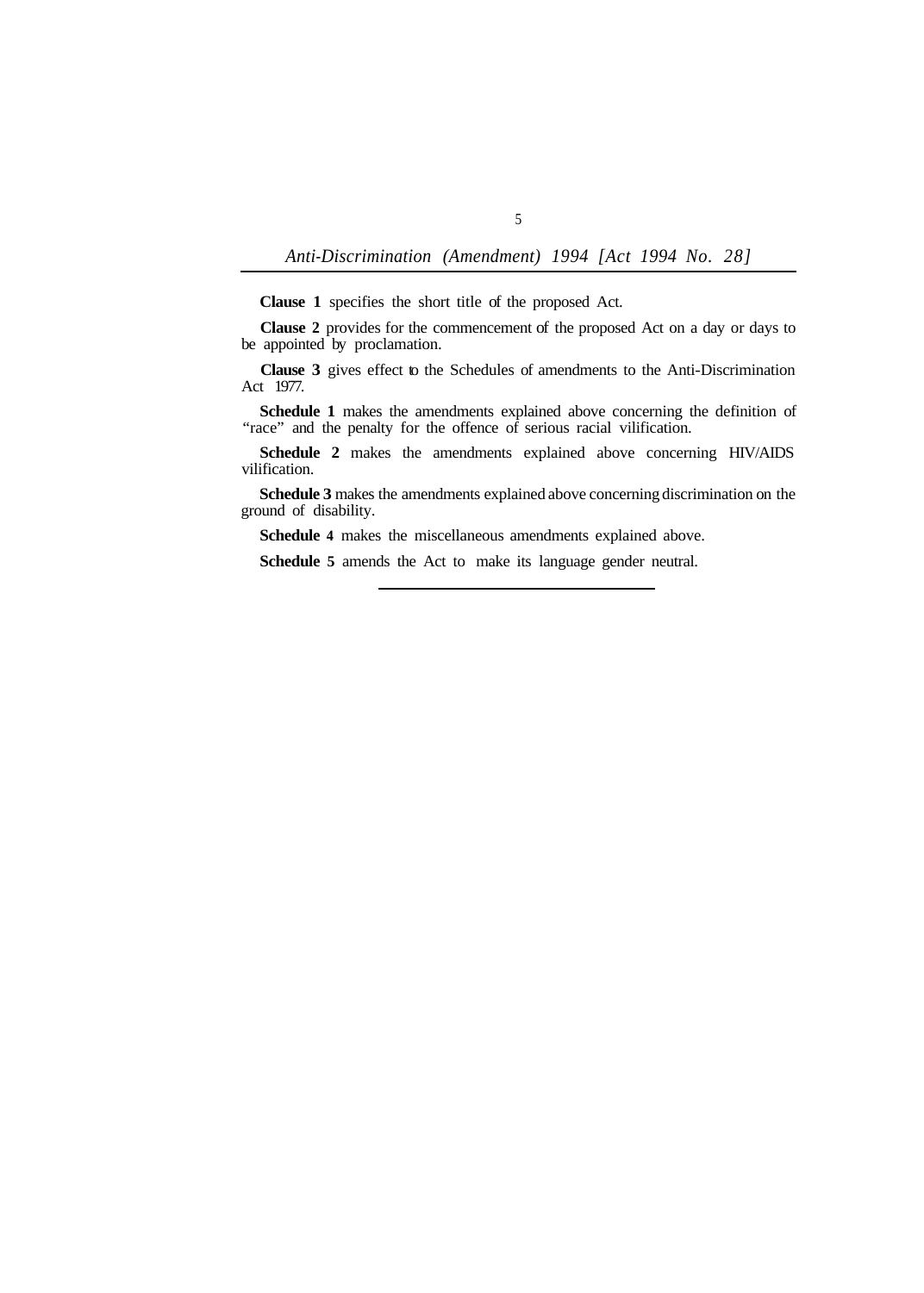**Clause 1** specifies the short title of the proposed Act.

**Clause 2** provides for the commencement of the proposed Act on a day or days to be appointed by proclamation.

**Clause 3** gives effect to the Schedules of amendments to the Anti-Discrimination Act 1977.

**Schedule 1** makes the amendments explained above concerning the definition of "race" and the penalty for the offence of serious racial vilification.

**Schedule 2** makes the amendments explained above concerning HIV/AIDS vilification.

**Schedule 3** makes the amendments explained above concerning discrimination on the ground of disability.

**Schedule 4** makes the miscellaneous amendments explained above.

**Schedule 5** amends the Act to make its language gender neutral.